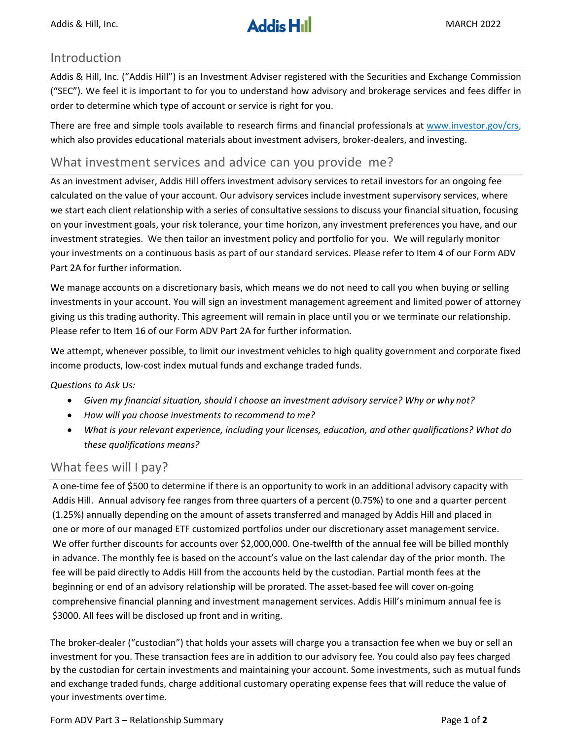## Introduction

Addis & Hill, Inc. ("Addis Hill") is an Investment Adviser registered with the Securities and Exchange Commission ("SEC"). We feel it is important to for you to understand how advisory and brokerage services and fees differ in order to determine which type of account or service is right for you.

There are free and simple tools available to research firms and financial professionals at www.investor.gov/crs, which also provides educational materials about investment advisers, broker-dealers, and investing.

## What investment services and advice can you provide me?

As an investment adviser, Addis Hill offers investment advisory services to retail investors for an ongoing fee calculated on the value of your account. Our advisory services include investment supervisory services, where we start each client relationship with a series of consultative sessions to discuss your financial situation, focusing on your investment goals, your risk tolerance, your time horizon, any investment preferences you have, and our investment strategies. We then tailor an investment policy and portfolio for you. We will regularly monitor your investments on a continuous basis as part of our standard services. Please refer to Item 4 of our Form ADV Part 2A for further information.

We manage accounts on a discretionary basis, which means we do not need to call you when buying or selling investments in your account. You will sign an investment management agreement and limited power of attorney giving us this trading authority. This agreement will remain in place until you or we terminate our relationship. Please refer to Item 16 of our Form ADV Part 2A for further information.

We attempt, whenever possible, to limit our investment vehicles to high quality government and corporate fixed income products, low-cost index mutual funds and exchange traded funds.

*Questions to Ask Us:*

- *Given my financial situation, should I choose an investment advisory service? Why or why not?*
- *How will you choose investments to recommend to me?*
- *What is your relevant experience, including your licenses, education, and other qualifications? What do these qualifications means?*

## What fees will I pay?

A one-time fee of $500 to determine if there is an opportunity to work in an additional advisory capacity with Addis Hill. Annual advisory fee ranges from three quarters of a percent (0.75%) to one and a quarter percent (1.25%) annually depending on the amount of assets transferred and managed by Addis Hill and placed in one or more of our managed ETF customized portfolios under our discretionary asset management service. We offer further discounts for accounts over $2,000,000. One-twelfth of the annual fee will be billed monthly in advance. The monthly fee is based on the account's value on the last calendar day of the prior month. The fee will be paid directly to Addis Hill from the accounts held by the custodian. Partial month fees at the beginning or end of an advisory relationship will be prorated. The asset-based fee will cover on-going comprehensive financial planning and investment management services. Addis Hill's minimum annual fee is $3000. All fees will be disclosed up front and in writing.

The broker-dealer ("custodian") that holds your assets will charge you a transaction fee when we buy or sell an investment for you. These transaction fees are in addition to our advisory fee. You could also pay fees charged by the custodian for certain investments and maintaining your account. Some investments, such as mutual funds and exchange traded funds, charge additional customary operating expense fees that will reduce the value of your investments over time.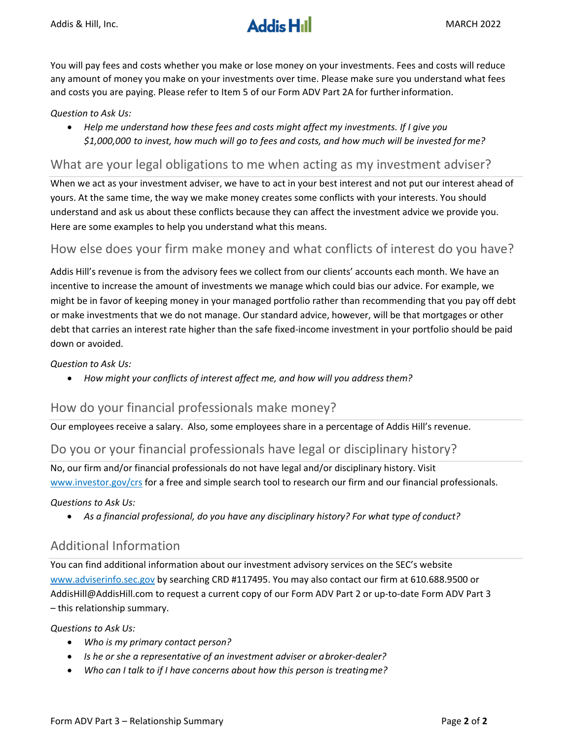You will pay fees and costs whether you make or lose money on your investments. Fees and costs will reduce any amount of money you make on your investments over time. Please make sure you understand what fees and costs you are paying. Please refer to Item 5 of our Form ADV Part 2A for further information.

*Question to Ask Us:*

- *Help me understand how these fees and costs might affect my investments. If I give you $1,000,000 to invest, how much will go to fees and costs, and how much will be invested for me?*

## What are your legal obligations to me when acting as my investment adviser?

When we act as your investment adviser, we have to act in your best interest and not put our interest ahead of yours. At the same time, the way we make money creates some conflicts with your interests. You should understand and ask us about these conflicts because they can affect the investment advice we provide you. Here are some examples to help you understand what this means.

## How else does your firm make money and what conflicts of interest do you have?

Addis Hill's revenue is from the advisory fees we collect from our clients' accounts each month. We have an incentive to increase the amount of investments we manage which could bias our advice. For example, we might be in favor of keeping money in your managed portfolio rather than recommending that you pay off debt or make investments that we do not manage. Our standard advice, however, will be that mortgages or other debt that carries an interest rate higher than the safe fixed-income investment in your portfolio should be paid down or avoided.

*Question to Ask Us:*

- *How might your conflicts of interest affect me, and how will you address them?*

## How do your financial professionals make money?

Our employees receive a salary. Also, some employees share in a percentage of Addis Hill's revenue.

## Do you or your financial professionals have legal or disciplinary history?

No, our firm and/or financial professionals do not have legal and/or disciplinary history. Visit www.investor.gov/crs for a free and simple search tool to research our firm and our financial professionals.

*Questions to Ask Us:*

- *As a financial professional, do you have any disciplinary history? For what type of conduct?*

## Additional Information

You can find additional information about our investment advisory services on the SEC's website www.adviserinfo.sec.gov by searching CRD #117495. You may also contact our firm at 610.688.9500 or AddisHill@AddisHill.com to request a current copy of our Form ADV Part 2 or up-to-date Form ADV Part 3 – this relationship summary.

*Questions to Ask Us:*

- *Who is my primary contact person?*
- *Is he or she a representative of an investment adviser or a broker-dealer?*
- *Who can I talk to if I have concerns about how this person is treating me?*